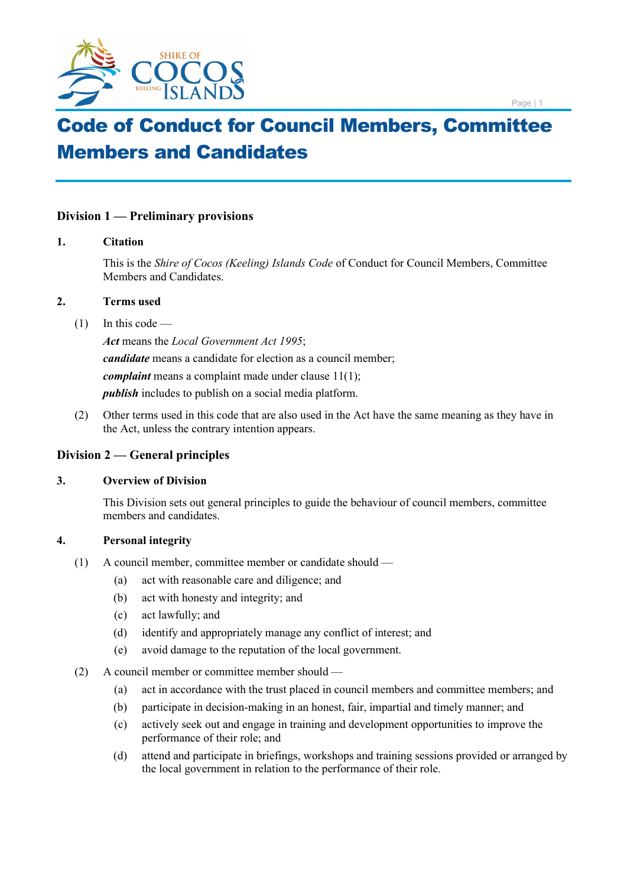# Code of Conduct for Council Members, Committee Members and Candidates

## Division 1 — Preliminary provisions

### 1. Citation

This is the *Shire of Cocos (Keeling) Islands Code* of Conduct for Council Members, Committee Members and Candidates.

### 2. Terms used

(1) In this code —

***Act*** means the *Local Government Act 1995*;

***candidate*** means a candidate for election as a council member;

***complaint*** means a complaint made under clause 11(1);

***publish*** includes to publish on a social media platform.

(2) Other terms used in this code that are also used in the Act have the same meaning as they have in the Act, unless the contrary intention appears.

## Division 2 — General principles

### 3. Overview of Division

This Division sets out general principles to guide the behaviour of council members, committee members and candidates.

### 4. Personal integrity

(1) A council member, committee member or candidate should —

- (a) act with reasonable care and diligence; and
- (b) act with honesty and integrity; and
- (c) act lawfully; and
- (d) identify and appropriately manage any conflict of interest; and
- (e) avoid damage to the reputation of the local government.

(2) A council member or committee member should —

- (a) act in accordance with the trust placed in council members and committee members; and
- (b) participate in decision-making in an honest, fair, impartial and timely manner; and
- (c) actively seek out and engage in training and development opportunities to improve the performance of their role; and
- (d) attend and participate in briefings, workshops and training sessions provided or arranged by the local government in relation to the performance of their role.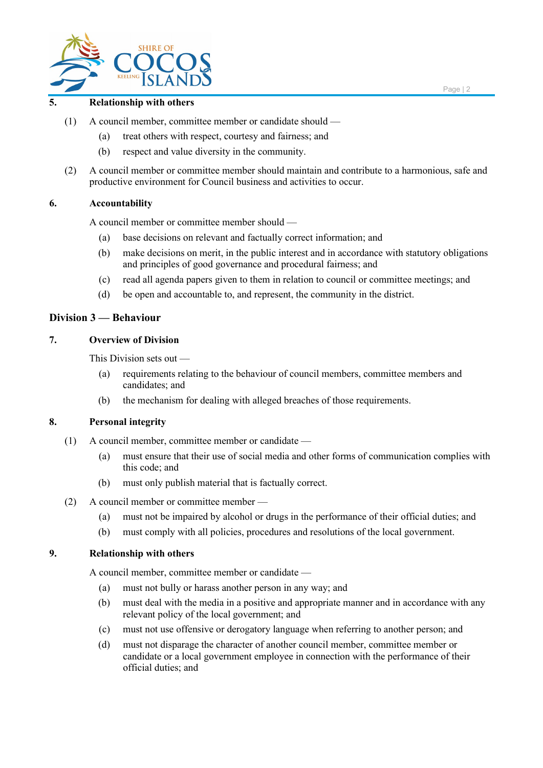### 5. Relationship with others

(1) A council member, committee member or candidate should —

- (a) treat others with respect, courtesy and fairness; and
- (b) respect and value diversity in the community.

(2) A council member or committee member should maintain and contribute to a harmonious, safe and productive environment for Council business and activities to occur.

### 6. Accountability

A council member or committee member should —

- (a) base decisions on relevant and factually correct information; and
- (b) make decisions on merit, in the public interest and in accordance with statutory obligations and principles of good governance and procedural fairness; and
- (c) read all agenda papers given to them in relation to council or committee meetings; and
- (d) be open and accountable to, and represent, the community in the district.

## Division 3 — Behaviour

### 7. Overview of Division

This Division sets out —

- (a) requirements relating to the behaviour of council members, committee members and candidates; and
- (b) the mechanism for dealing with alleged breaches of those requirements.

### 8. Personal integrity

(1) A council member, committee member or candidate —

- (a) must ensure that their use of social media and other forms of communication complies with this code; and
- (b) must only publish material that is factually correct.

(2) A council member or committee member —

- (a) must not be impaired by alcohol or drugs in the performance of their official duties; and
- (b) must comply with all policies, procedures and resolutions of the local government.

### 9. Relationship with others

A council member, committee member or candidate —

- (a) must not bully or harass another person in any way; and
- (b) must deal with the media in a positive and appropriate manner and in accordance with any relevant policy of the local government; and
- (c) must not use offensive or derogatory language when referring to another person; and
- (d) must not disparage the character of another council member, committee member or candidate or a local government employee in connection with the performance of their official duties; and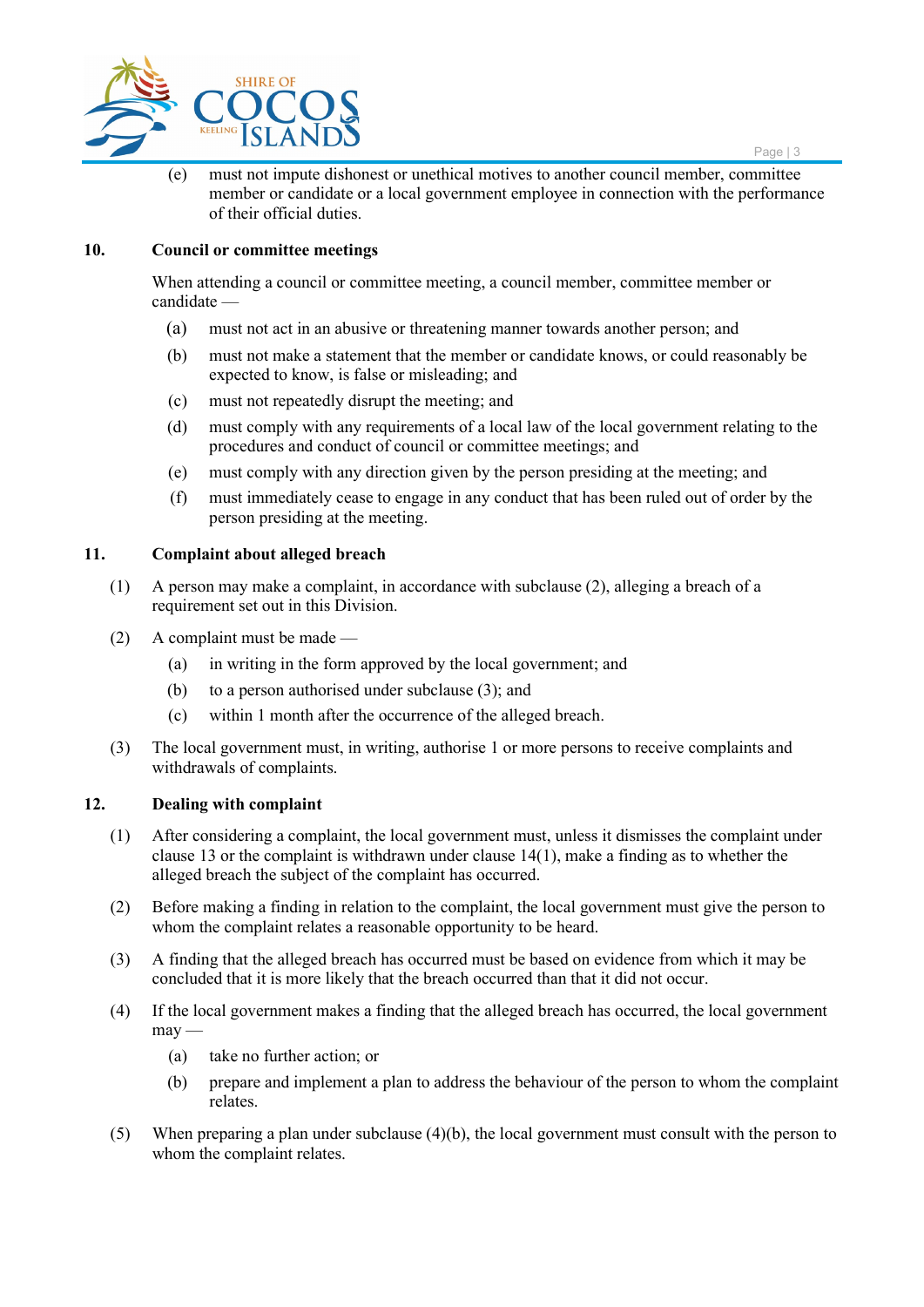(e) must not impute dishonest or unethical motives to another council member, committee member or candidate or a local government employee in connection with the performance of their official duties.

## 10. Council or committee meetings

When attending a council or committee meeting, a council member, committee member or candidate —

(a) must not act in an abusive or threatening manner towards another person; and

(b) must not make a statement that the member or candidate knows, or could reasonably be expected to know, is false or misleading; and

(c) must not repeatedly disrupt the meeting; and

(d) must comply with any requirements of a local law of the local government relating to the procedures and conduct of council or committee meetings; and

(e) must comply with any direction given by the person presiding at the meeting; and

(f) must immediately cease to engage in any conduct that has been ruled out of order by the person presiding at the meeting.

## 11. Complaint about alleged breach

(1) A person may make a complaint, in accordance with subclause (2), alleging a breach of a requirement set out in this Division.

(2) A complaint must be made —

(a) in writing in the form approved by the local government; and

(b) to a person authorised under subclause (3); and

(c) within 1 month after the occurrence of the alleged breach.

(3) The local government must, in writing, authorise 1 or more persons to receive complaints and withdrawals of complaints.

## 12. Dealing with complaint

(1) After considering a complaint, the local government must, unless it dismisses the complaint under clause 13 or the complaint is withdrawn under clause 14(1), make a finding as to whether the alleged breach the subject of the complaint has occurred.

(2) Before making a finding in relation to the complaint, the local government must give the person to whom the complaint relates a reasonable opportunity to be heard.

(3) A finding that the alleged breach has occurred must be based on evidence from which it may be concluded that it is more likely that the breach occurred than that it did not occur.

(4) If the local government makes a finding that the alleged breach has occurred, the local government may —

(a) take no further action; or

(b) prepare and implement a plan to address the behaviour of the person to whom the complaint relates.

(5) When preparing a plan under subclause (4)(b), the local government must consult with the person to whom the complaint relates.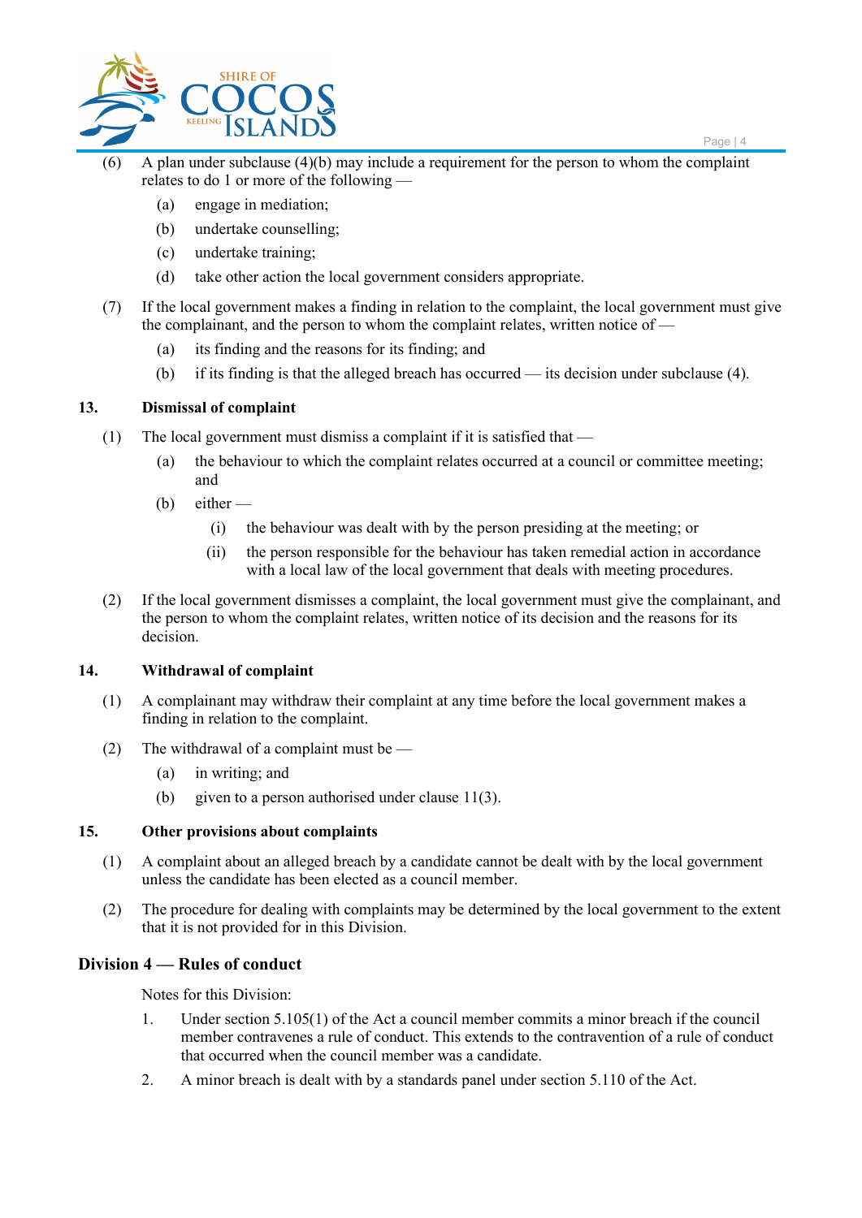(6) A plan under subclause (4)(b) may include a requirement for the person to whom the complaint relates to do 1 or more of the following —

- (a) engage in mediation;
- (b) undertake counselling;
- (c) undertake training;
- (d) take other action the local government considers appropriate.

(7) If the local government makes a finding in relation to the complaint, the local government must give the complainant, and the person to whom the complaint relates, written notice of —

- (a) its finding and the reasons for its finding; and
- (b) if its finding is that the alleged breach has occurred — its decision under subclause (4).

### 13. Dismissal of complaint

(1) The local government must dismiss a complaint if it is satisfied that —

- (a) the behaviour to which the complaint relates occurred at a council or committee meeting; and
- (b) either —
  - (i) the behaviour was dealt with by the person presiding at the meeting; or
  - (ii) the person responsible for the behaviour has taken remedial action in accordance with a local law of the local government that deals with meeting procedures.

(2) If the local government dismisses a complaint, the local government must give the complainant, and the person to whom the complaint relates, written notice of its decision and the reasons for its decision.

### 14. Withdrawal of complaint

(1) A complainant may withdraw their complaint at any time before the local government makes a finding in relation to the complaint.

(2) The withdrawal of a complaint must be —

- (a) in writing; and
- (b) given to a person authorised under clause 11(3).

### 15. Other provisions about complaints

(1) A complaint about an alleged breach by a candidate cannot be dealt with by the local government unless the candidate has been elected as a council member.

(2) The procedure for dealing with complaints may be determined by the local government to the extent that it is not provided for in this Division.

## Division 4 — Rules of conduct

Notes for this Division:

1. Under section 5.105(1) of the Act a council member commits a minor breach if the council member contravenes a rule of conduct. This extends to the contravention of a rule of conduct that occurred when the council member was a candidate.
2. A minor breach is dealt with by a standards panel under section 5.110 of the Act.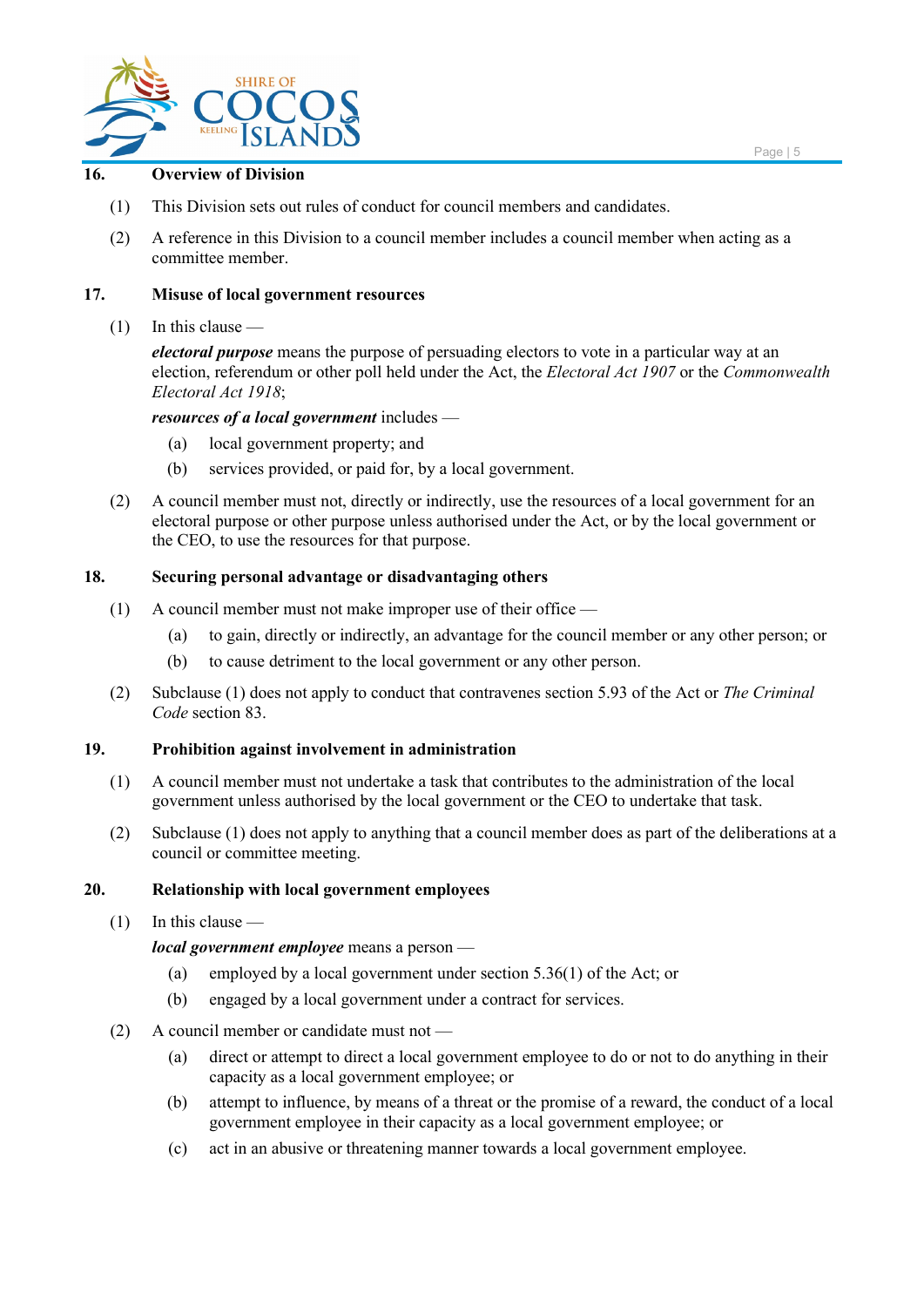### 16. Overview of Division

(1) This Division sets out rules of conduct for council members and candidates.

(2) A reference in this Division to a council member includes a council member when acting as a committee member.

### 17. Misuse of local government resources

(1) In this clause —

***electoral purpose*** means the purpose of persuading electors to vote in a particular way at an election, referendum or other poll held under the Act, the *Electoral Act 1907* or the *Commonwealth Electoral Act 1918*;

***resources of a local government*** includes —

- (a) local government property; and
- (b) services provided, or paid for, by a local government.

(2) A council member must not, directly or indirectly, use the resources of a local government for an electoral purpose or other purpose unless authorised under the Act, or by the local government or the CEO, to use the resources for that purpose.

### 18. Securing personal advantage or disadvantaging others

(1) A council member must not make improper use of their office —

- (a) to gain, directly or indirectly, an advantage for the council member or any other person; or
- (b) to cause detriment to the local government or any other person.

(2) Subclause (1) does not apply to conduct that contravenes section 5.93 of the Act or *The Criminal Code* section 83.

### 19. Prohibition against involvement in administration

(1) A council member must not undertake a task that contributes to the administration of the local government unless authorised by the local government or the CEO to undertake that task.

(2) Subclause (1) does not apply to anything that a council member does as part of the deliberations at a council or committee meeting.

### 20. Relationship with local government employees

(1) In this clause —

***local government employee*** means a person —

- (a) employed by a local government under section 5.36(1) of the Act; or
- (b) engaged by a local government under a contract for services.

(2) A council member or candidate must not —

- (a) direct or attempt to direct a local government employee to do or not to do anything in their capacity as a local government employee; or
- (b) attempt to influence, by means of a threat or the promise of a reward, the conduct of a local government employee in their capacity as a local government employee; or
- (c) act in an abusive or threatening manner towards a local government employee.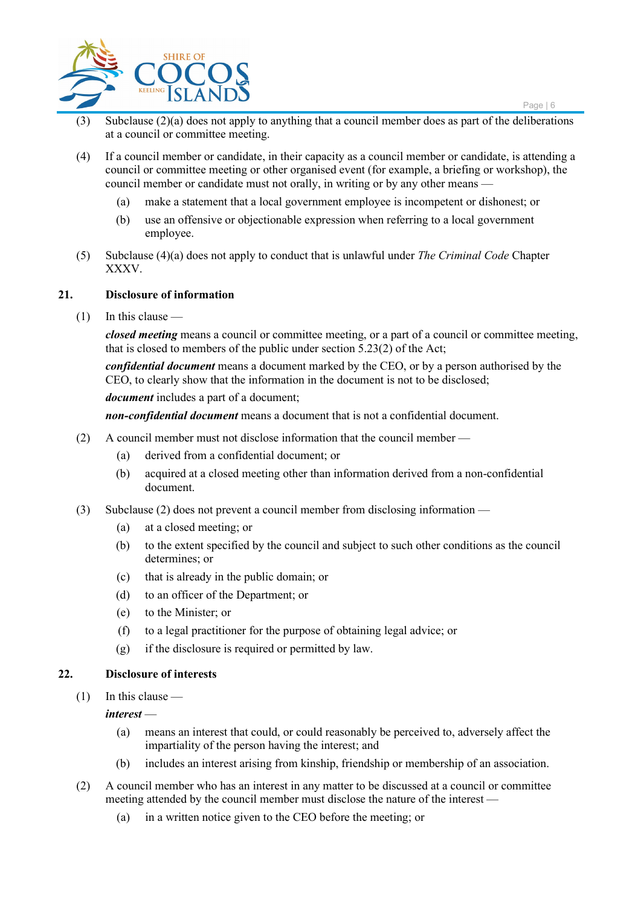(3) Subclause (2)(a) does not apply to anything that a council member does as part of the deliberations at a council or committee meeting.

(4) If a council member or candidate, in their capacity as a council member or candidate, is attending a council or committee meeting or other organised event (for example, a briefing or workshop), the council member or candidate must not orally, in writing or by any other means —

- (a) make a statement that a local government employee is incompetent or dishonest; or
- (b) use an offensive or objectionable expression when referring to a local government employee.

(5) Subclause (4)(a) does not apply to conduct that is unlawful under *The Criminal Code* Chapter XXXV.

### 21. Disclosure of information

(1) In this clause —

***closed meeting*** means a council or committee meeting, or a part of a council or committee meeting, that is closed to members of the public under section 5.23(2) of the Act;

***confidential document*** means a document marked by the CEO, or by a person authorised by the CEO, to clearly show that the information in the document is not to be disclosed;

***document*** includes a part of a document;

***non-confidential document*** means a document that is not a confidential document.

(2) A council member must not disclose information that the council member —

- (a) derived from a confidential document; or
- (b) acquired at a closed meeting other than information derived from a non-confidential document.

(3) Subclause (2) does not prevent a council member from disclosing information —

- (a) at a closed meeting; or
- (b) to the extent specified by the council and subject to such other conditions as the council determines; or
- (c) that is already in the public domain; or
- (d) to an officer of the Department; or
- (e) to the Minister; or
- (f) to a legal practitioner for the purpose of obtaining legal advice; or
- (g) if the disclosure is required or permitted by law.

### 22. Disclosure of interests

(1) In this clause —

***interest*** —

- (a) means an interest that could, or could reasonably be perceived to, adversely affect the impartiality of the person having the interest; and
- (b) includes an interest arising from kinship, friendship or membership of an association.

(2) A council member who has an interest in any matter to be discussed at a council or committee meeting attended by the council member must disclose the nature of the interest —

- (a) in a written notice given to the CEO before the meeting; or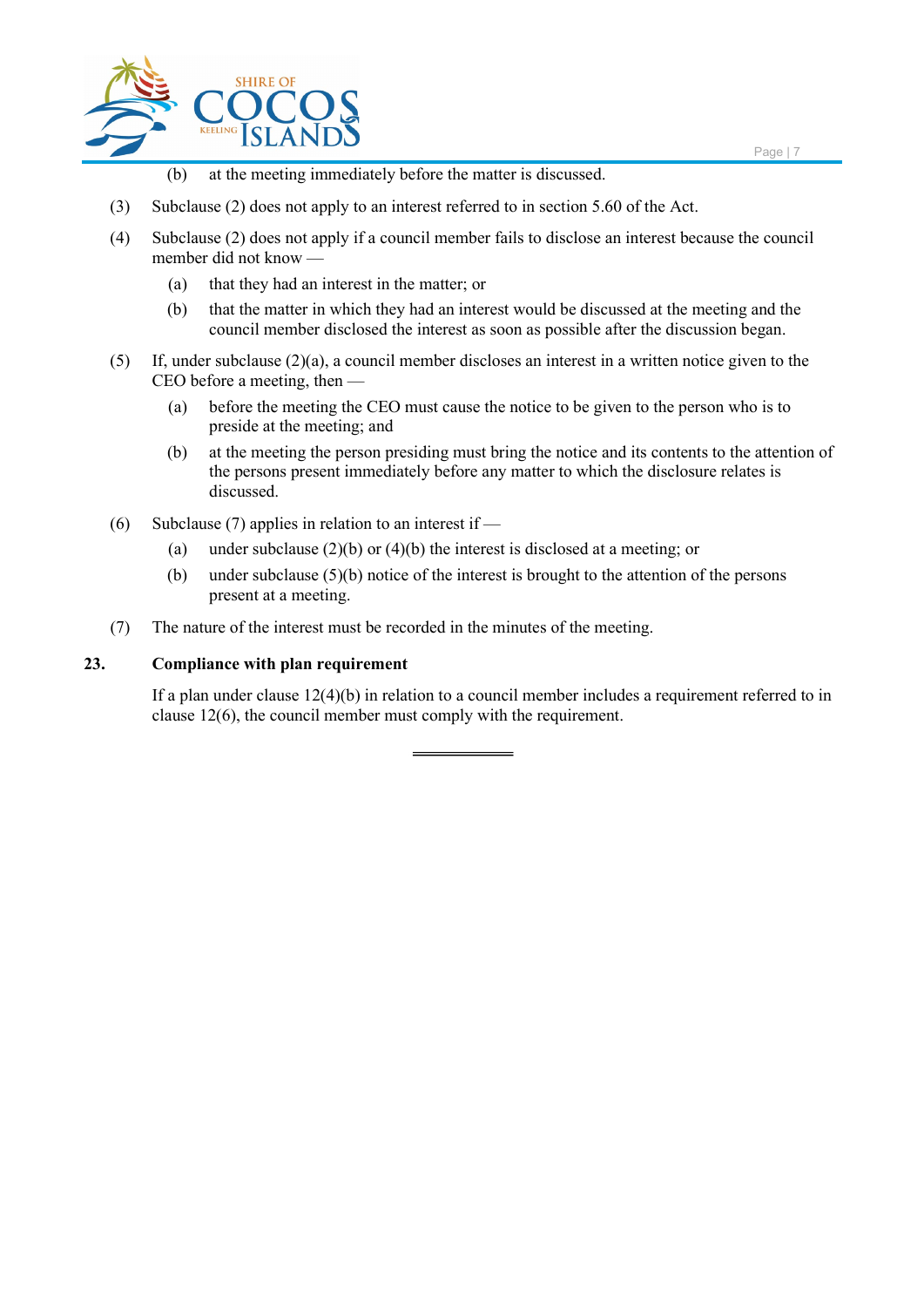(b) at the meeting immediately before the matter is discussed.

(3) Subclause (2) does not apply to an interest referred to in section 5.60 of the Act.

(4) Subclause (2) does not apply if a council member fails to disclose an interest because the council member did not know —

(a) that they had an interest in the matter; or

(b) that the matter in which they had an interest would be discussed at the meeting and the council member disclosed the interest as soon as possible after the discussion began.

(5) If, under subclause (2)(a), a council member discloses an interest in a written notice given to the CEO before a meeting, then —

(a) before the meeting the CEO must cause the notice to be given to the person who is to preside at the meeting; and

(b) at the meeting the person presiding must bring the notice and its contents to the attention of the persons present immediately before any matter to which the disclosure relates is discussed.

(6) Subclause (7) applies in relation to an interest if —

(a) under subclause (2)(b) or (4)(b) the interest is disclosed at a meeting; or

(b) under subclause (5)(b) notice of the interest is brought to the attention of the persons present at a meeting.

(7) The nature of the interest must be recorded in the minutes of the meeting.

**23. Compliance with plan requirement**

If a plan under clause 12(4)(b) in relation to a council member includes a requirement referred to in clause 12(6), the council member must comply with the requirement.